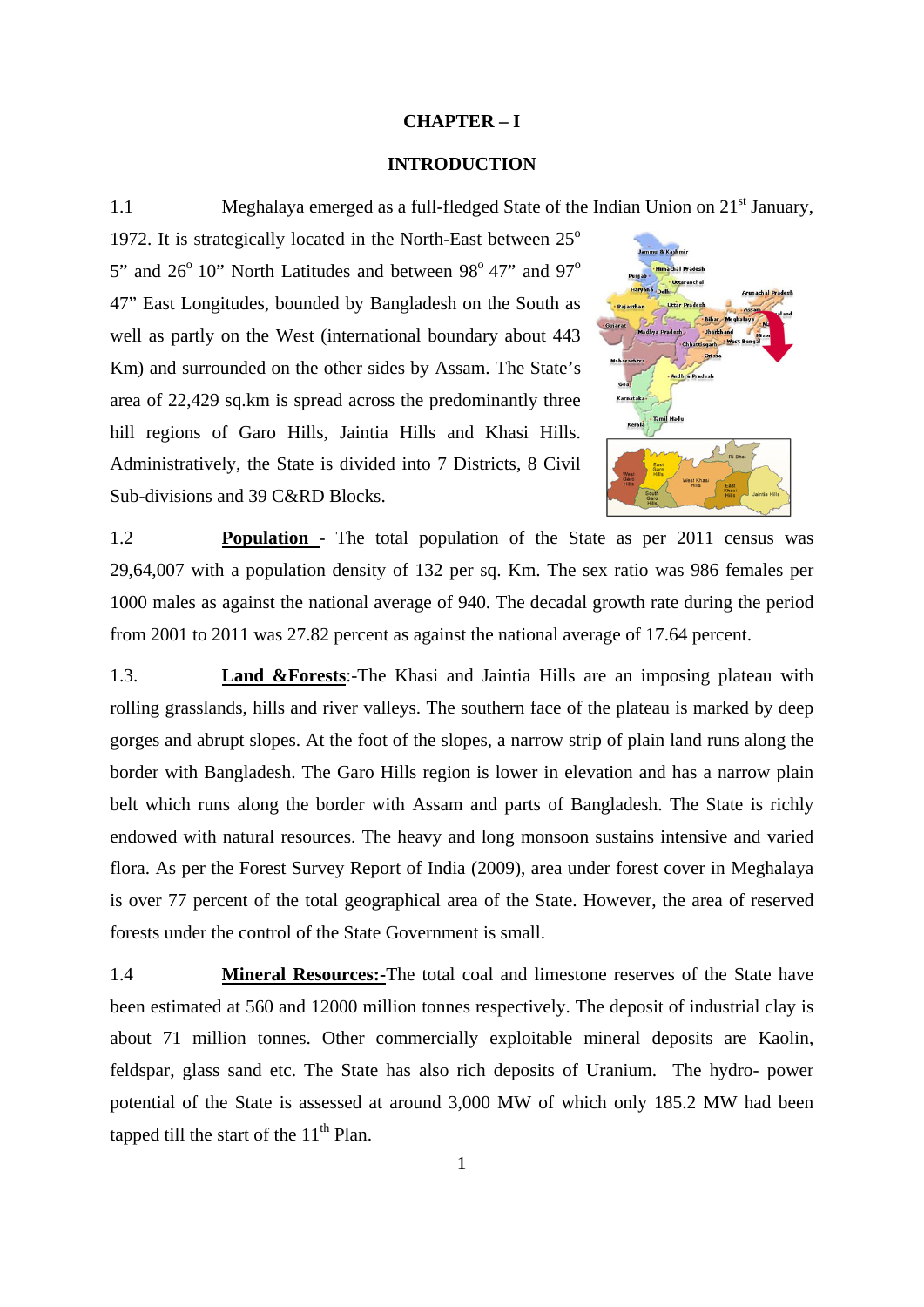# CHAPTER – I

## INTRODUCTION

1.1 Meghalaya emerged as a full-fledged State of the Indian Union on 21st January, 1972. It is strategically located in the North-East between 25° 5" and 26° 10" North Latitudes and between 98° 47" and 97° 47" East Longitudes, bounded by Bangladesh on the South as well as partly on the West (international boundary about 443 Km) and surrounded on the other sides by Assam. The State's area of 22,429 sq.km is spread across the predominantly three hill regions of Garo Hills, Jaintia Hills and Khasi Hills. Administratively, the State is divided into 7 Districts, 8 Civil Sub-divisions and 39 C&RD Blocks.

1.2 **Population** - The total population of the State as per 2011 census was 29,64,007 with a population density of 132 per sq. Km. The sex ratio was 986 females per 1000 males as against the national average of 940. The decadal growth rate during the period from 2001 to 2011 was 27.82 percent as against the national average of 17.64 percent.

1.3. **Land &Forests**:-The Khasi and Jaintia Hills are an imposing plateau with rolling grasslands, hills and river valleys. The southern face of the plateau is marked by deep gorges and abrupt slopes. At the foot of the slopes, a narrow strip of plain land runs along the border with Bangladesh. The Garo Hills region is lower in elevation and has a narrow plain belt which runs along the border with Assam and parts of Bangladesh. The State is richly endowed with natural resources. The heavy and long monsoon sustains intensive and varied flora. As per the Forest Survey Report of India (2009), area under forest cover in Meghalaya is over 77 percent of the total geographical area of the State. However, the area of reserved forests under the control of the State Government is small.

1.4 **Mineral Resources:-**The total coal and limestone reserves of the State have been estimated at 560 and 12000 million tonnes respectively. The deposit of industrial clay is about 71 million tonnes. Other commercially exploitable mineral deposits are Kaolin, feldspar, glass sand etc. The State has also rich deposits of Uranium. The hydro- power potential of the State is assessed at around 3,000 MW of which only 185.2 MW had been tapped till the start of the 11th Plan.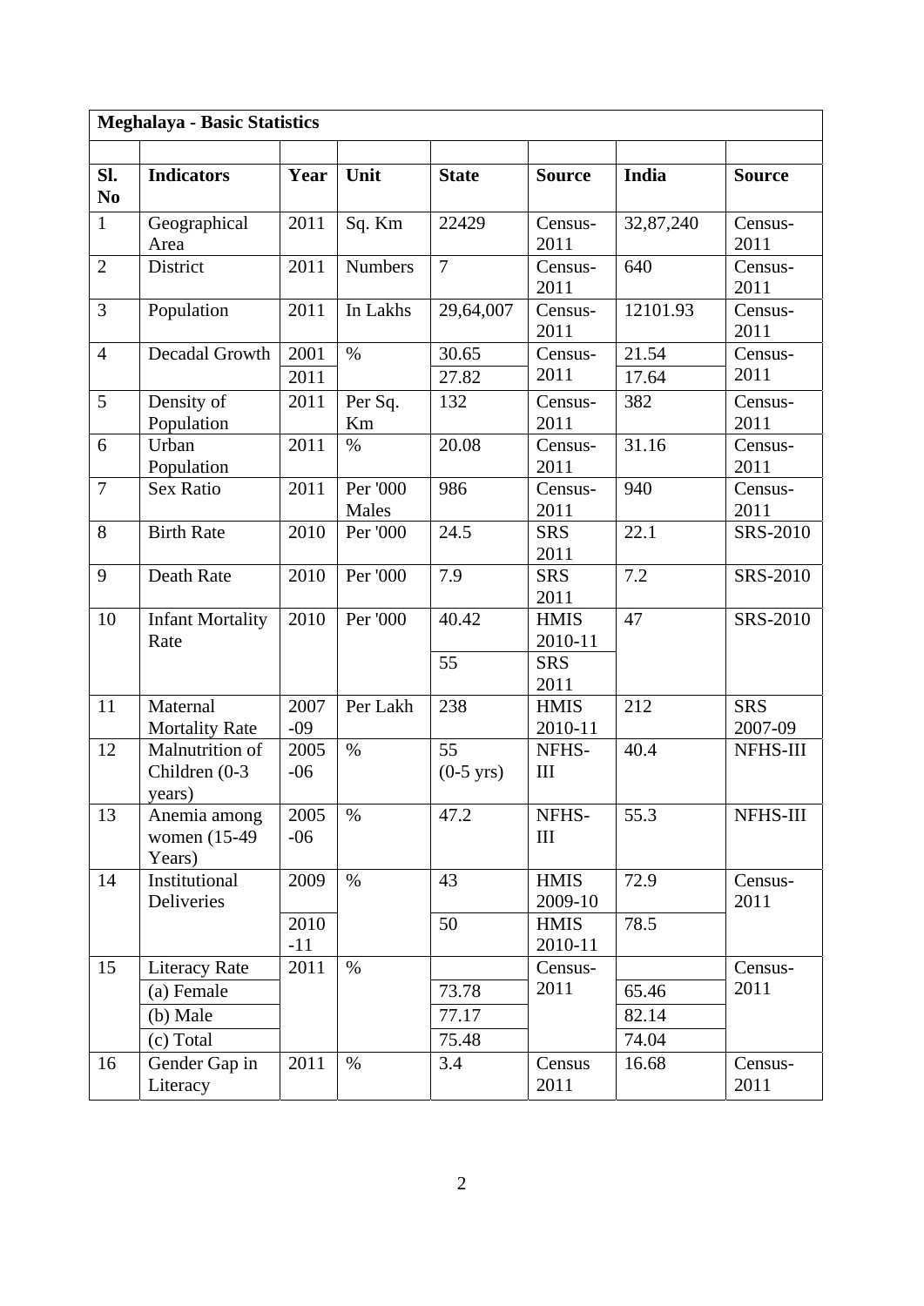| Meghalaya - Basic Statistics | | | | | | | |
|---|---|---|---|---|---|---|---|
| | | | | | | | |
| **Sl. No** | **Indicators** | **Year** | **Unit** | **State** | **Source** | **India** | **Source** |
| 1 | Geographical Area | 2011 | Sq. Km | 22429 | Census-2011 | 32,87,240 | Census-2011 |
| 2 | District | 2011 | Numbers | 7 | Census-2011 | 640 | Census-2011 |
| 3 | Population | 2011 | In Lakhs | 29,64,007 | Census-2011 | 12101.93 | Census-2011 |
| 4 | Decadal Growth | 2001 | % | 30.65 | Census-2011 | 21.54 | Census-2011 |
| | | 2011 | | 27.82 | | 17.64 | |
| 5 | Density of Population | 2011 | Per Sq. Km | 132 | Census-2011 | 382 | Census-2011 |
| 6 | Urban Population | 2011 | % | 20.08 | Census-2011 | 31.16 | Census-2011 |
| 7 | Sex Ratio | 2011 | Per '000 Males | 986 | Census-2011 | 940 | Census-2011 |
| 8 | Birth Rate | 2010 | Per '000 | 24.5 | SRS 2011 | 22.1 | SRS-2010 |
| 9 | Death Rate | 2010 | Per '000 | 7.9 | SRS 2011 | 7.2 | SRS-2010 |
| 10 | Infant Mortality Rate | 2010 | Per '000 | 40.42 | HMIS 2010-11 | 47 | SRS-2010 |
| | | | | 55 | SRS 2011 | | |
| 11 | Maternal Mortality Rate | 2007-09 | Per Lakh | 238 | HMIS 2010-11 | 212 | SRS 2007-09 |
| 12 | Malnutrition of Children (0-3 years) | 2005-06 | % | 55 (0-5 yrs) | NFHS-III | 40.4 | NFHS-III |
| 13 | Anemia among women (15-49 Years) | 2005-06 | % | 47.2 | NFHS-III | 55.3 | NFHS-III |
| 14 | Institutional Deliveries | 2009 | % | 43 | HMIS 2009-10 | 72.9 | Census-2011 |
| | | 2010-11 | | 50 | HMIS 2010-11 | 78.5 | |
| 15 | Literacy Rate | 2011 | % | | Census-2011 | | Census-2011 |
| | (a) Female | | | 73.78 | | 65.46 | |
| | (b) Male | | | 77.17 | | 82.14 | |
| | (c) Total | | | 75.48 | | 74.04 | |
| 16 | Gender Gap in Literacy | 2011 | % | 3.4 | Census 2011 | 16.68 | Census-2011 |